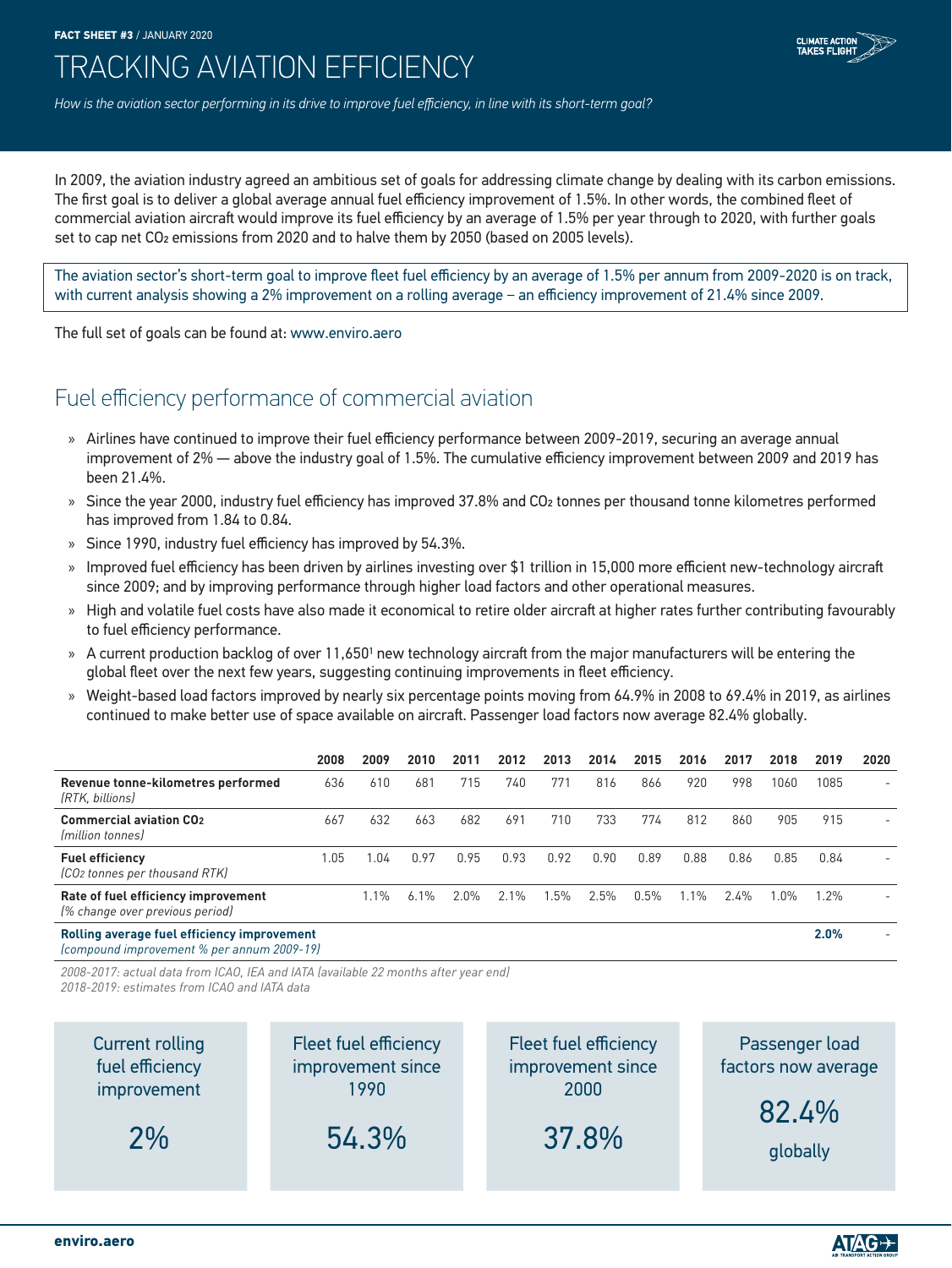**FACT SHEET #3** / JANUARY 2020

# TRACKING AVIATION EFFICIENCY

*How is the aviation sector performing in its drive to improve fuel efficiency, in line with its short-term goal?*

In 2009, the aviation industry agreed an ambitious set of goals for addressing climate change by dealing with its carbon emissions. The first goal is to deliver a global average annual fuel efficiency improvement of 1.5%. In other words, the combined fleet of commercial aviation aircraft would improve its fuel efficiency by an average of 1.5% per year through to 2020, with further goals set to cap net $CO_2$ emissions from 2020 and to halve them by 2050 (based on 2005 levels).

The aviation sector's short-term goal to improve fleet fuel efficiency by an average of 1.5% per annum from 2009-2020 is on track, with current analysis showing a 2% improvement on a rolling average – an efficiency improvement of 21.4% since 2009.

The full set of goals can be found at: www.enviro.aero

## Fuel efficiency performance of commercial aviation

- Airlines have continued to improve their fuel efficiency performance between 2009-2019, securing an average annual improvement of 2% — above the industry goal of 1.5%. The cumulative efficiency improvement between 2009 and 2019 has been 21.4%.
- Since the year 2000, industry fuel efficiency has improved 37.8% and $CO_2$ tonnes per thousand tonne kilometres performed has improved from 1.84 to 0.84.
- Since 1990, industry fuel efficiency has improved by 54.3%.
- Improved fuel efficiency has been driven by airlines investing over $1 trillion in 15,000 more efficient new-technology aircraft since 2009; and by improving performance through higher load factors and other operational measures.
- High and volatile fuel costs have also made it economical to retire older aircraft at higher rates further contributing favourably to fuel efficiency performance.
- A current production backlog of over 11,650[1] new technology aircraft from the major manufacturers will be entering the global fleet over the next few years, suggesting continuing improvements in fleet efficiency.
- Weight-based load factors improved by nearly six percentage points moving from 64.9% in 2008 to 69.4% in 2019, as airlines continued to make better use of space available on aircraft. Passenger load factors now average 82.4% globally.

| | 2008 | 2009 | 2010 | 2011 | 2012 | 2013 | 2014 | 2015 | 2016 | 2017 | 2018 | 2019 | 2020 |
|---|---|---|---|---|---|---|---|---|---|---|---|---|---|
| **Revenue tonne-kilometres performed** *(RTK, billions)* | 636 | 610 | 681 | 715 | 740 | 771 | 816 | 866 | 920 | 998 | 1060 | 1085 | - |
| **Commercial aviation $CO_2$** *(million tonnes)* | 667 | 632 | 663 | 682 | 691 | 710 | 733 | 774 | 812 | 860 | 905 | 915 | - |
| **Fuel efficiency** *($CO_2$ tonnes per thousand RTK)* | 1.05 | 1.04 | 0.97 | 0.95 | 0.93 | 0.92 | 0.90 | 0.89 | 0.88 | 0.86 | 0.85 | 0.84 | - |
| **Rate of fuel efficiency improvement** *(% change over previous period)* | | 1.1% | 6.1% | 2.0% | 2.1% | 1.5% | 2.5% | 0.5% | 1.1% | 2.4% | 1.0% | 1.2% | - |
| **Rolling average fuel efficiency improvement** *(compound improvement % per annum 2009-19)* | | | | | | | | | | | | **2.0%** | - |

*2008-2017: actual data from ICAO, IEA and IATA (available 22 months after year end)*
*2018-2019: estimates from ICAO and IATA data*

Current rolling fuel efficiency improvement: **2%**

Fleet fuel efficiency improvement since 1990: **54.3%**

Fleet fuel efficiency improvement since 2000: **37.8%**

Passenger load factors now average **82.4%** globally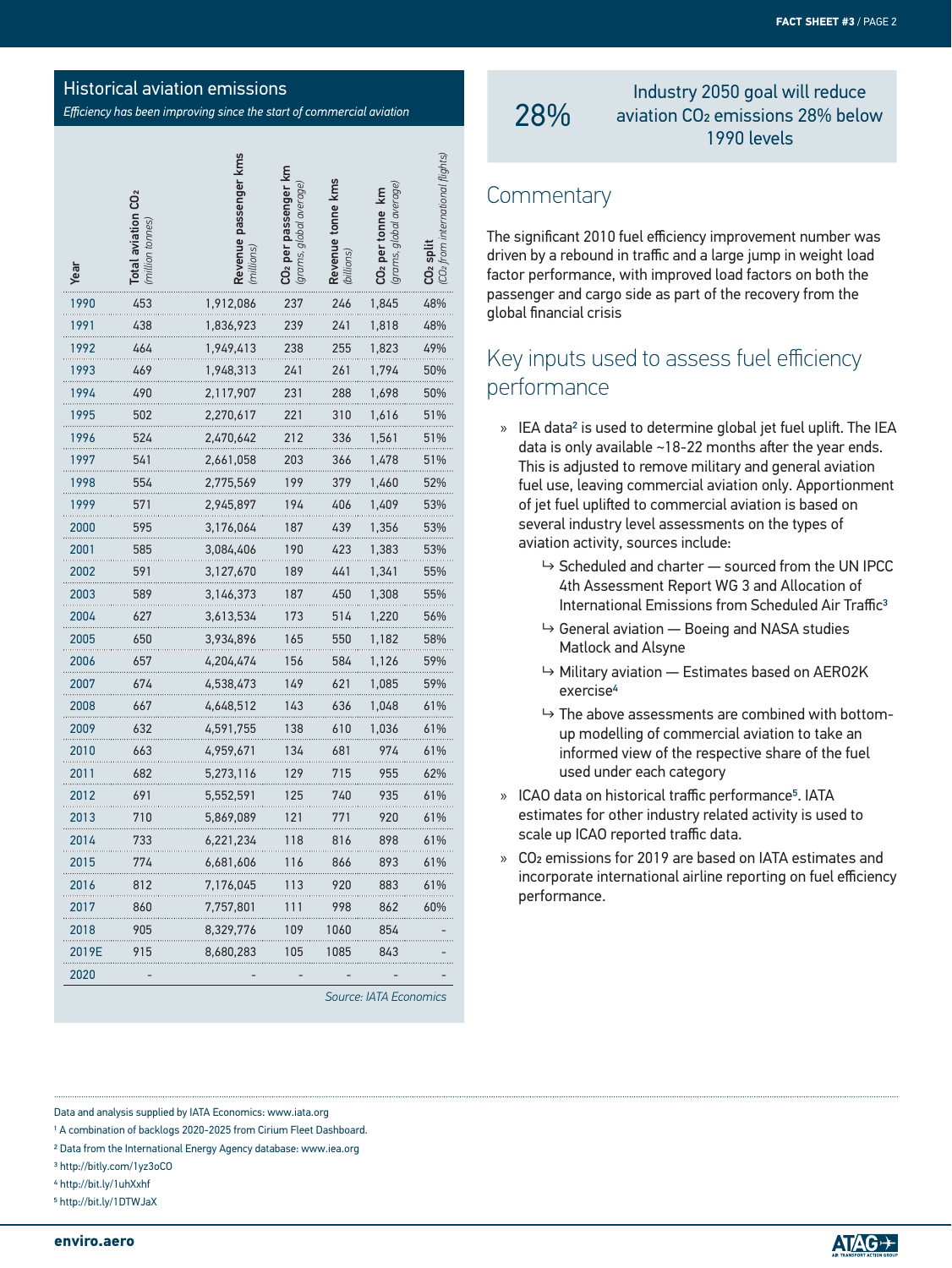## Historical aviation emissions

*Efficiency has been improving since the start of commercial aviation*

| Year | Total aviation $CO_2$ *(million tonnes)* | Revenue passenger kms *(millions)* | $CO_2$ per passenger km *(grams, global average)* | Revenue tonne kms *(billions)* | $CO_2$ per tonne km *(grams, global average)* | $CO_2$ split *($CO_2$ from international flights)* |
|---|---|---|---|---|---|---|
| 1990 | 453 | 1,912,086 | 237 | 246 | 1,845 | 48% |
| 1991 | 438 | 1,836,923 | 239 | 241 | 1,818 | 48% |
| 1992 | 464 | 1,949,413 | 238 | 255 | 1,823 | 49% |
| 1993 | 469 | 1,948,313 | 241 | 261 | 1,794 | 50% |
| 1994 | 490 | 2,117,907 | 231 | 288 | 1,698 | 50% |
| 1995 | 502 | 2,270,617 | 221 | 310 | 1,616 | 51% |
| 1996 | 524 | 2,470,642 | 212 | 336 | 1,561 | 51% |
| 1997 | 541 | 2,661,058 | 203 | 366 | 1,478 | 51% |
| 1998 | 554 | 2,775,569 | 199 | 379 | 1,460 | 52% |
| 1999 | 571 | 2,945,897 | 194 | 406 | 1,409 | 53% |
| 2000 | 595 | 3,176,064 | 187 | 439 | 1,356 | 53% |
| 2001 | 585 | 3,084,406 | 190 | 423 | 1,383 | 53% |
| 2002 | 591 | 3,127,670 | 189 | 441 | 1,341 | 55% |
| 2003 | 589 | 3,146,373 | 187 | 450 | 1,308 | 55% |
| 2004 | 627 | 3,613,534 | 173 | 514 | 1,220 | 56% |
| 2005 | 650 | 3,934,896 | 165 | 550 | 1,182 | 58% |
| 2006 | 657 | 4,204,474 | 156 | 584 | 1,126 | 59% |
| 2007 | 674 | 4,538,473 | 149 | 621 | 1,085 | 59% |
| 2008 | 667 | 4,648,512 | 143 | 636 | 1,048 | 61% |
| 2009 | 632 | 4,591,755 | 138 | 610 | 1,036 | 61% |
| 2010 | 663 | 4,959,671 | 134 | 681 | 974 | 61% |
| 2011 | 682 | 5,273,116 | 129 | 715 | 955 | 62% |
| 2012 | 691 | 5,552,591 | 125 | 740 | 935 | 61% |
| 2013 | 710 | 5,869,089 | 121 | 771 | 920 | 61% |
| 2014 | 733 | 6,221,234 | 118 | 816 | 898 | 61% |
| 2015 | 774 | 6,681,606 | 116 | 866 | 893 | 61% |
| 2016 | 812 | 7,176,045 | 113 | 920 | 883 | 61% |
| 2017 | 860 | 7,757,801 | 111 | 998 | 862 | 60% |
| 2018 | 905 | 8,329,776 | 109 | 1060 | 854 | - |
| 2019E | 915 | 8,680,283 | 105 | 1085 | 843 | - |
| 2020 | - | - | - | - | - | - |

*Source: IATA Economics*

**28%** Industry 2050 goal will reduce aviation $CO_2$ emissions 28% below 1990 levels

## Commentary

The significant 2010 fuel efficiency improvement number was driven by a rebound in traffic and a large jump in weight load factor performance, with improved load factors on both the passenger and cargo side as part of the recovery from the global financial crisis

## Key inputs used to assess fuel efficiency performance

- IEA data[2] is used to determine global jet fuel uplift. The IEA data is only available ~18-22 months after the year ends. This is adjusted to remove military and general aviation fuel use, leaving commercial aviation only. Apportionment of jet fuel uplifted to commercial aviation is based on several industry level assessments on the types of aviation activity, sources include:
  - Scheduled and charter — sourced from the UN IPCC 4th Assessment Report WG 3 and Allocation of International Emissions from Scheduled Air Traffic[3]
  - General aviation — Boeing and NASA studies Matlock and Alsyne
  - Military aviation — Estimates based on AERO2K exercise[4]
  - The above assessments are combined with bottom-up modelling of commercial aviation to take an informed view of the respective share of the fuel used under each category
- ICAO data on historical traffic performance[5]. IATA estimates for other industry related activity is used to scale up ICAO reported traffic data.
- $CO_2$ emissions for 2019 are based on IATA estimates and incorporate international airline reporting on fuel efficiency performance.

---

Data and analysis supplied by IATA Economics: www.iata.org

[1] A combination of backlogs 2020-2025 from Cirium Fleet Dashboard.

[2] Data from the International Energy Agency database: www.iea.org

[3] http://bitly.com/1yz3oCO

[4] http://bit.ly/1uhXxhf

[5] http://bit.ly/1DTWJaX